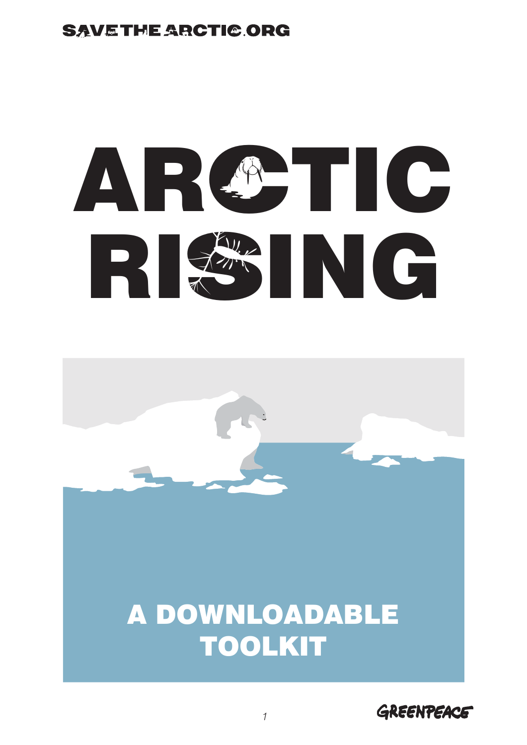SAVETHEARCTIC.ORG

# ARCTIC RISING

## A DOWNLOADABLE TOOLKIT

GREENPEACE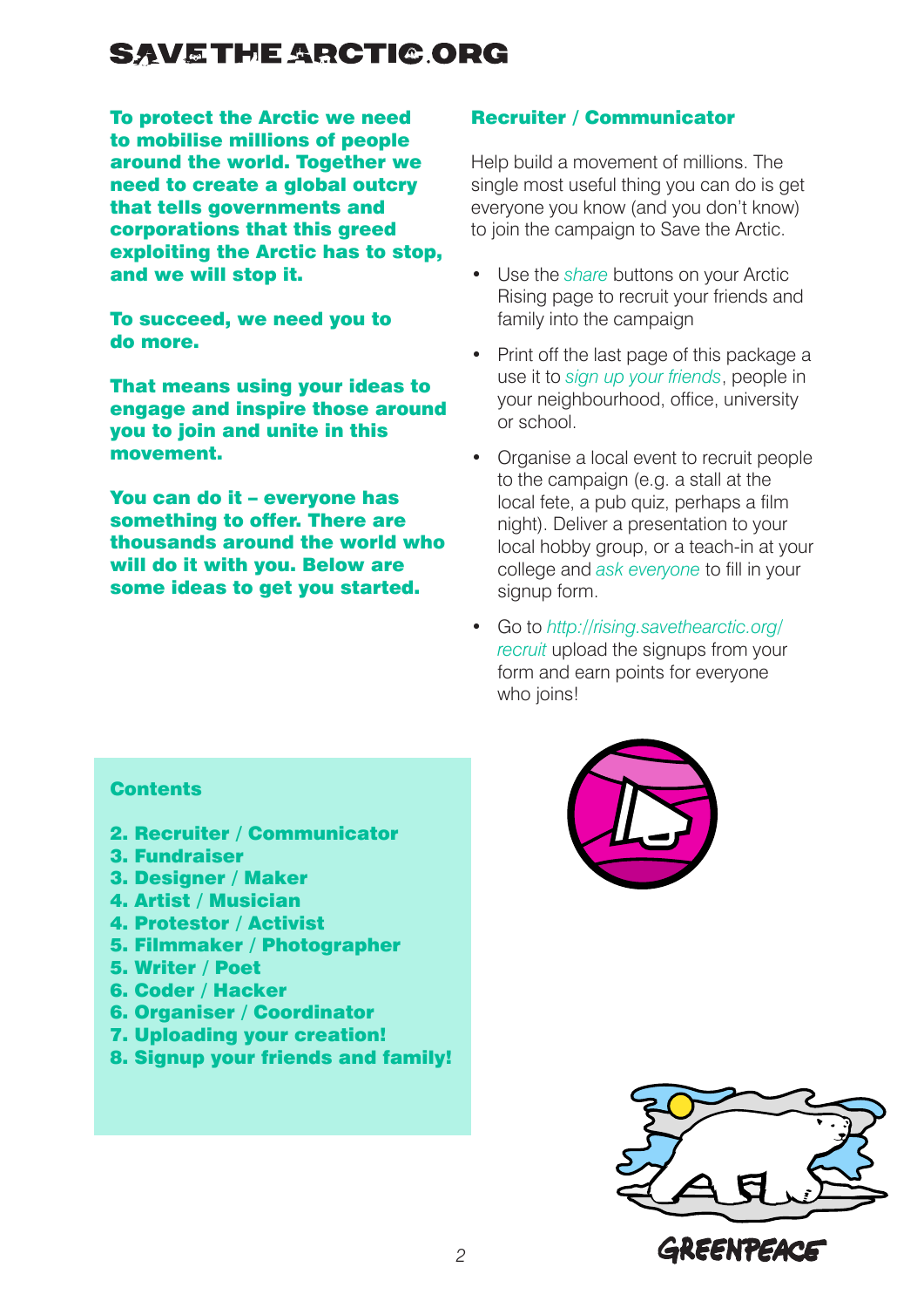**To protect the Arctic we need to mobilise millions of people around the world. Together we need to create a global outcry that tells governments and corporations that this greed exploiting the Arctic has to stop, and we will stop it.**

**To succeed, we need you to do more.**

**That means using your ideas to engage and inspire those around you to join and unite in this movement.**

**You can do it – everyone has something to offer. There are thousands around the world who will do it with you. Below are some ideas to get you started.**

## Contents

**2. Recruiter / Communicator**
**3. Fundraiser**
**3. Designer / Maker**
**4. Artist / Musician**
**4. Protestor / Activist**
**5. Filmmaker / Photographer**
**5. Writer / Poet**
**6. Coder / Hacker**
**6. Organiser / Coordinator**
**7. Uploading your creation!**
**8. Signup your friends and family!**

## Recruiter / Communicator

Help build a movement of millions. The single most useful thing you can do is get everyone you know (and you don't know) to join the campaign to Save the Arctic.

- Use the *share* buttons on your Arctic Rising page to recruit your friends and family into the campaign
- Print off the last page of this package a use it to *sign up your friends*, people in your neighbourhood, office, university or school.
- Organise a local event to recruit people to the campaign (e.g. a stall at the local fete, a pub quiz, perhaps a film night). Deliver a presentation to your local hobby group, or a teach-in at your college and *ask everyone* to fill in your signup form.
- Go to *http://rising.savethearctic.org/recruit* upload the signups from your form and earn points for everyone who joins!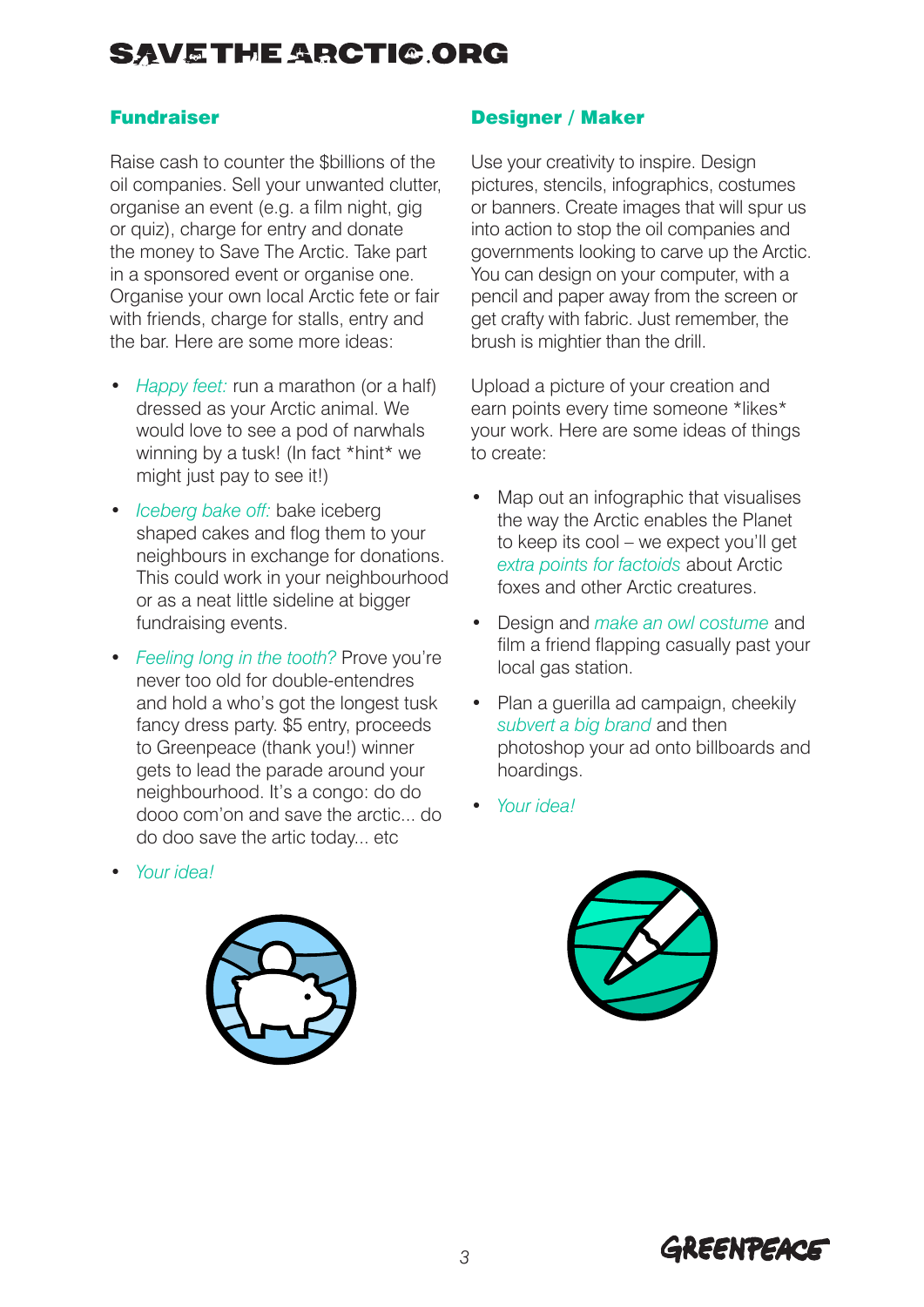## Fundraiser

Raise cash to counter the $billions of the oil companies. Sell your unwanted clutter, organise an event (e.g. a film night, gig or quiz), charge for entry and donate the money to Save The Arctic. Take part in a sponsored event or organise one. Organise your own local Arctic fete or fair with friends, charge for stalls, entry and the bar. Here are some more ideas:

- *Happy feet:* run a marathon (or a half) dressed as your Arctic animal. We would love to see a pod of narwhals winning by a tusk! (In fact *hint* we might just pay to see it!)
- *Iceberg bake off:* bake iceberg shaped cakes and flog them to your neighbours in exchange for donations. This could work in your neighbourhood or as a neat little sideline at bigger fundraising events.
- *Feeling long in the tooth?* Prove you're never too old for double-entendres and hold a who's got the longest tusk fancy dress party. $5 entry, proceeds to Greenpeace (thank you!) winner gets to lead the parade around your neighbourhood. It's a congo: do do dooo com'on and save the arctic... do do doo save the artic today... etc
- *Your idea!*

## Designer / Maker

Use your creativity to inspire. Design pictures, stencils, infographics, costumes or banners. Create images that will spur us into action to stop the oil companies and governments looking to carve up the Arctic. You can design on your computer, with a pencil and paper away from the screen or get crafty with fabric. Just remember, the brush is mightier than the drill.

Upload a picture of your creation and earn points every time someone *likes* your work. Here are some ideas of things to create:

- Map out an infographic that visualises the way the Arctic enables the Planet to keep its cool – we expect you'll get *extra points for factoids* about Arctic foxes and other Arctic creatures.
- Design and *make an owl costume* and film a friend flapping casually past your local gas station.
- Plan a guerilla ad campaign, cheekily *subvert a big brand* and then photoshop your ad onto billboards and hoardings.
- *Your idea!*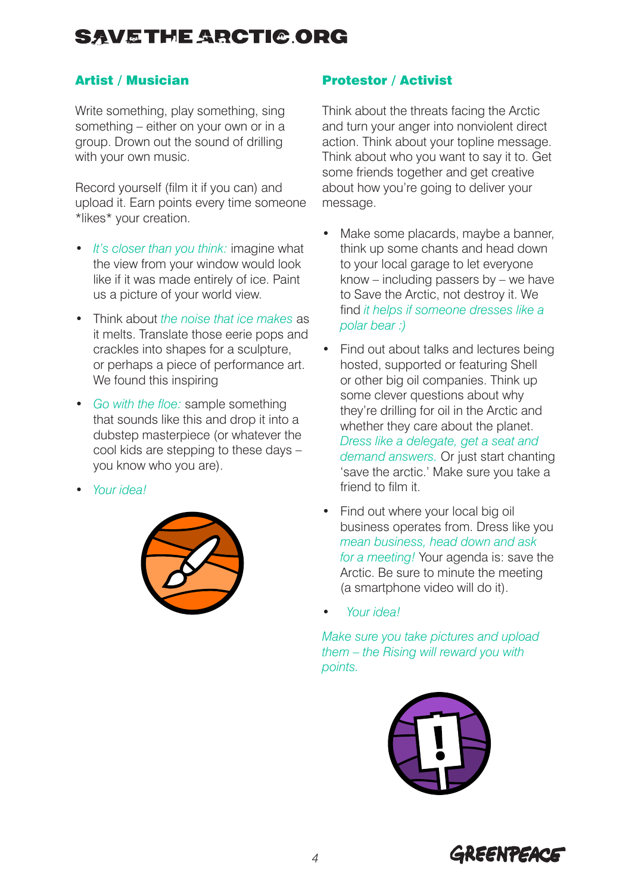## Artist / Musician

Write something, play something, sing something – either on your own or in a group. Drown out the sound of drilling with your own music.

Record yourself (film it if you can) and upload it. Earn points every time someone *likes* your creation.

- *It's closer than you think:* imagine what the view from your window would look like if it was made entirely of ice. Paint us a picture of your world view.
- Think about *the noise that ice makes* as it melts. Translate those eerie pops and crackles into shapes for a sculpture, or perhaps a piece of performance art. We found this inspiring
- *Go with the floe:* sample something that sounds like this and drop it into a dubstep masterpiece (or whatever the cool kids are stepping to these days – you know who you are).
- *Your idea!*

## Protestor / Activist

Think about the threats facing the Arctic and turn your anger into nonviolent direct action. Think about your topline message. Think about who you want to say it to. Get some friends together and get creative about how you're going to deliver your message.

- Make some placards, maybe a banner, think up some chants and head down to your local garage to let everyone know – including passers by – we have to Save the Arctic, not destroy it. We find *it helps if someone dresses like a polar bear :)*
- Find out about talks and lectures being hosted, supported or featuring Shell or other big oil companies. Think up some clever questions about why they're drilling for oil in the Arctic and whether they care about the planet. *Dress like a delegate, get a seat and demand answers.* Or just start chanting 'save the arctic.' Make sure you take a friend to film it.
- Find out where your local big oil business operates from. Dress like you *mean business, head down and ask for a meeting!* Your agenda is: save the Arctic. Be sure to minute the meeting (a smartphone video will do it).
- *Your idea!*

*Make sure you take pictures and upload them – the Rising will reward you with points.*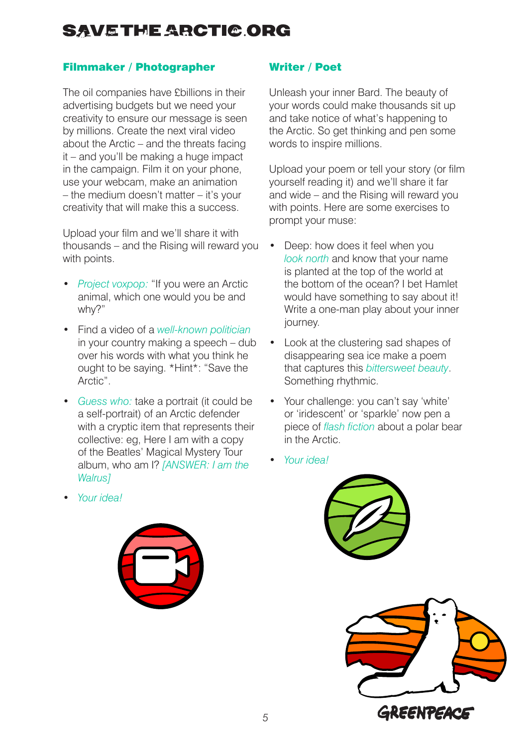## Filmmaker / Photographer

The oil companies have £billions in their advertising budgets but we need your creativity to ensure our message is seen by millions. Create the next viral video about the Arctic – and the threats facing it – and you'll be making a huge impact in the campaign. Film it on your phone, use your webcam, make an animation – the medium doesn't matter – it's your creativity that will make this a success.

Upload your film and we'll share it with thousands – and the Rising will reward you with points.

- *Project voxpop:* "If you were an Arctic animal, which one would you be and why?"
- Find a video of a *well-known politician* in your country making a speech – dub over his words with what you think he ought to be saying. *Hint*: "Save the Arctic".
- *Guess who:* take a portrait (it could be a self-portrait) of an Arctic defender with a cryptic item that represents their collective: eg, Here I am with a copy of the Beatles' Magical Mystery Tour album, who am I? *[ANSWER: I am the Walrus]*
- *Your idea!*

## Writer / Poet

Unleash your inner Bard. The beauty of your words could make thousands sit up and take notice of what's happening to the Arctic. So get thinking and pen some words to inspire millions.

Upload your poem or tell your story (or film yourself reading it) and we'll share it far and wide – and the Rising will reward you with points. Here are some exercises to prompt your muse:

- Deep: how does it feel when you *look north* and know that your name is planted at the top of the world at the bottom of the ocean? I bet Hamlet would have something to say about it! Write a one-man play about your inner journey.
- Look at the clustering sad shapes of disappearing sea ice make a poem that captures this *bittersweet beauty*. Something rhythmic.
- Your challenge: you can't say 'white' or 'iridescent' or 'sparkle' now pen a piece of *flash fiction* about a polar bear in the Arctic.
- *Your idea!*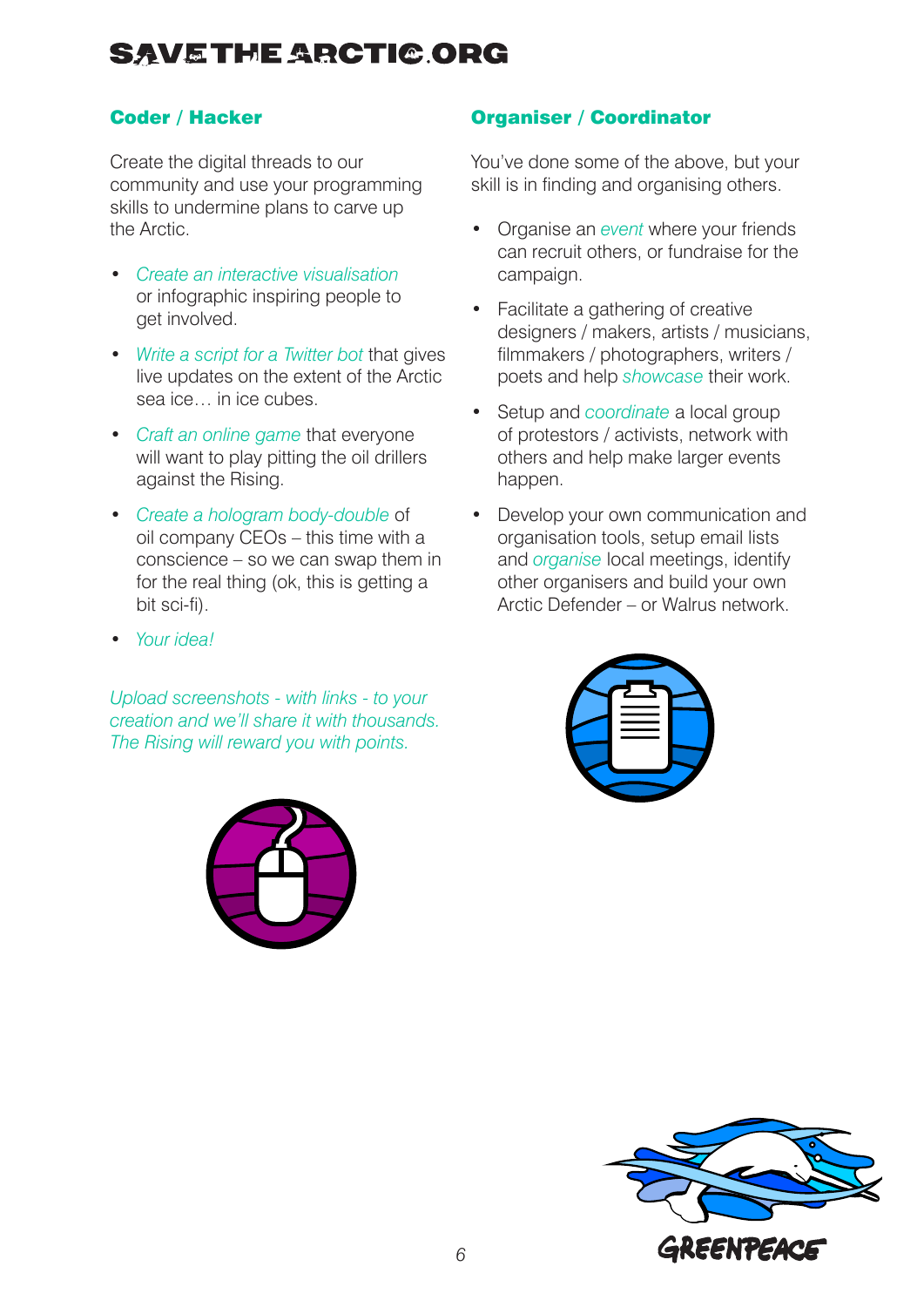## Coder / Hacker

Create the digital threads to our community and use your programming skills to undermine plans to carve up the Arctic.

- *Create an interactive visualisation* or infographic inspiring people to get involved.
- *Write a script for a Twitter bot* that gives live updates on the extent of the Arctic sea ice… in ice cubes.
- *Craft an online game* that everyone will want to play pitting the oil drillers against the Rising.
- *Create a hologram body-double* of oil company CEOs – this time with a conscience – so we can swap them in for the real thing (ok, this is getting a bit sci-fi).
- *Your idea!*

*Upload screenshots - with links - to your creation and we'll share it with thousands. The Rising will reward you with points.*

## Organiser / Coordinator

You've done some of the above, but your skill is in finding and organising others.

- Organise an *event* where your friends can recruit others, or fundraise for the campaign.
- Facilitate a gathering of creative designers / makers, artists / musicians, filmmakers / photographers, writers / poets and help *showcase* their work.
- Setup and *coordinate* a local group of protestors / activists, network with others and help make larger events happen.
- Develop your own communication and organisation tools, setup email lists and *organise* local meetings, identify other organisers and build your own Arctic Defender – or Walrus network.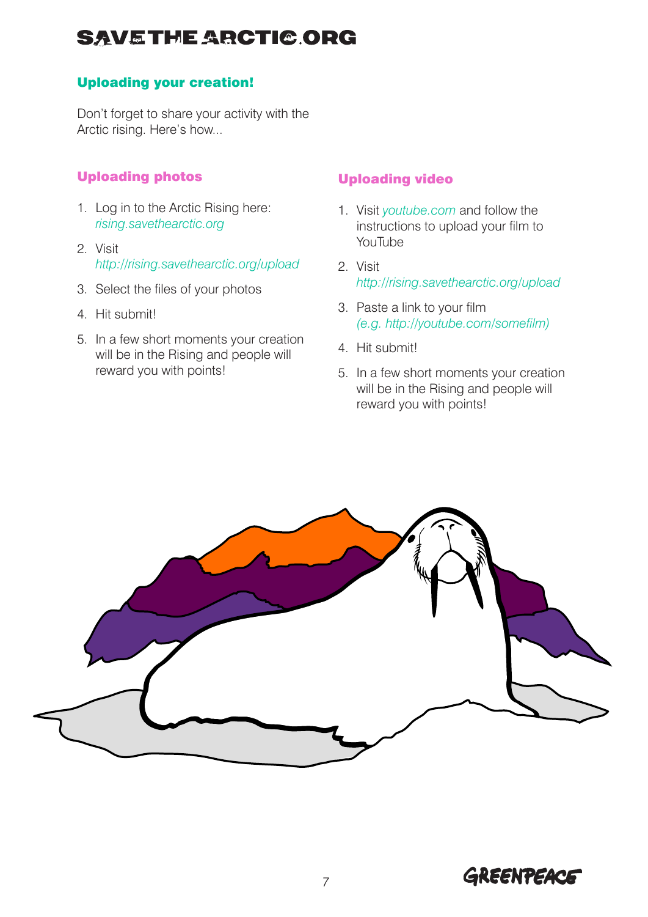# SAVETHEARCTIC.ORG

## Uploading your creation!

Don't forget to share your activity with the Arctic rising. Here's how...

### Uploading photos

1. Log in to the Arctic Rising here: *rising.savethearctic.org*
2. Visit *http://rising.savethearctic.org/upload*
3. Select the files of your photos
4. Hit submit!
5. In a few short moments your creation will be in the Rising and people will reward you with points!

### Uploading video

1. Visit *youtube.com* and follow the instructions to upload your film to YouTube
2. Visit *http://rising.savethearctic.org/upload*
3. Paste a link to your film *(e.g. http://youtube.com/somefilm)*
4. Hit submit!
5. In a few short moments your creation will be in the Rising and people will reward you with points!

GREENPEACE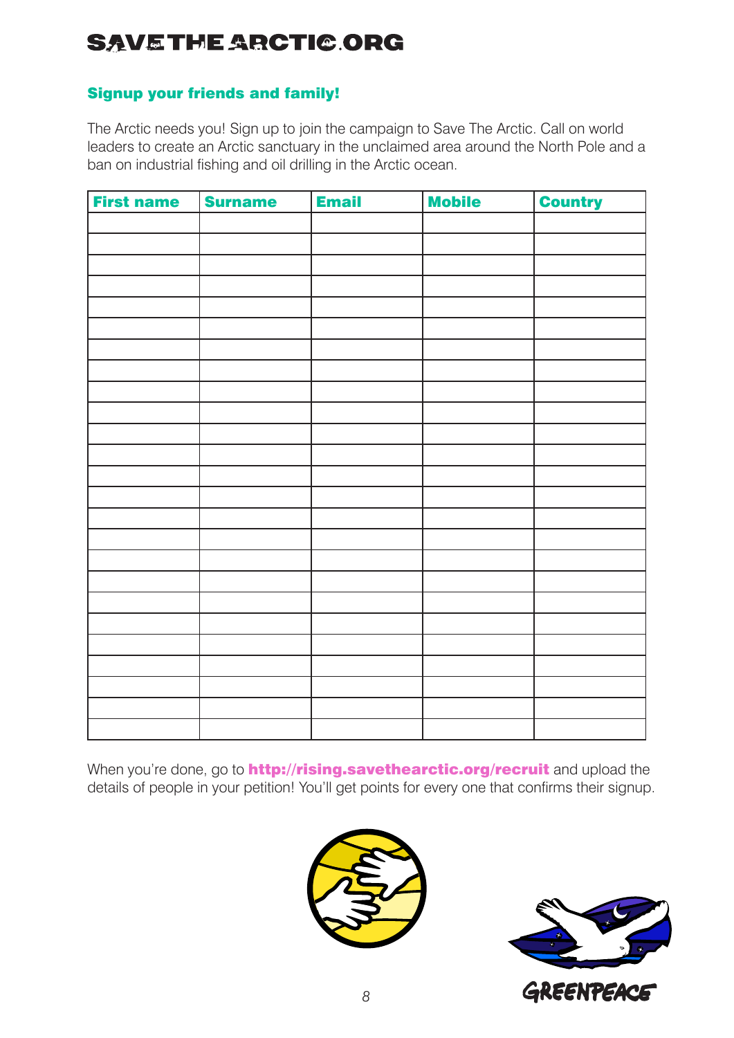# SAVETHEARCTIC.ORG

## Signup your friends and family!

The Arctic needs you! Sign up to join the campaign to Save The Arctic. Call on world leaders to create an Arctic sanctuary in the unclaimed area around the North Pole and a ban on industrial fishing and oil drilling in the Arctic ocean.

| First name | Surname | Email | Mobile | Country |
|---|---|---|---|---|
| | | | | |
| | | | | |
| | | | | |
| | | | | |
| | | | | |
| | | | | |
| | | | | |
| | | | | |
| | | | | |
| | | | | |
| | | | | |
| | | | | |
| | | | | |
| | | | | |
| | | | | |
| | | | | |
| | | | | |
| | | | | |
| | | | | |
| | | | | |
| | | | | |
| | | | | |
| | | | | |
| | | | | |
| | | | | |

When you're done, go to **http://rising.savethearctic.org/recruit** and upload the details of people in your petition! You'll get points for every one that confirms their signup.

GREENPEACE